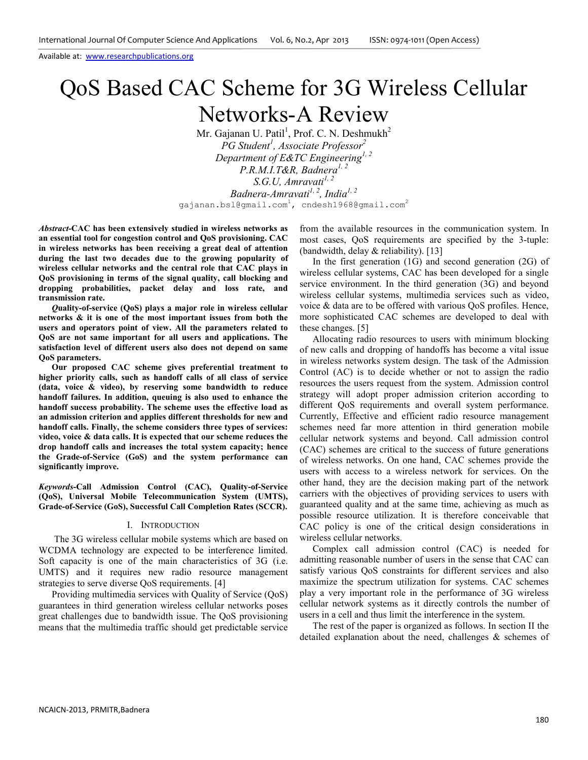Available at: www.researchpublications.org

# QoS Based CAC Scheme for 3G Wireless Cellular Networks-A Review

Mr. Gajanan U. Patil[1], Prof. C. N. Deshmukh[2]

*PG Student[1], Associate Professor[2]*

*Department of E&TC Engineering[1, 2]*

*P.R.M.I.T&R, Badnera[1, 2]*

*S.G.U, Amravati[1, 2]*

*Badnera-Amravati[1, 2], India[1, 2]*

gajanan.bsl@gmail.com[1], cndesh1968@gmail.com[2]

***Abstract*-CAC has been extensively studied in wireless networks as an essential tool for congestion control and QoS provisioning. CAC in wireless networks has been receiving a great deal of attention during the last two decades due to the growing popularity of wireless cellular networks and the central role that CAC plays in QoS provisioning in terms of the signal quality, call blocking and dropping probabilities, packet delay and loss rate, and transmission rate.**

***Q*uality-of-service (QoS) plays a major role in wireless cellular networks & it is one of the most important issues from both the users and operators point of view. All the parameters related to QoS are not same important for all users and applications. The satisfaction level of different users also does not depend on same QoS parameters.**

**Our proposed CAC scheme gives preferential treatment to higher priority calls, such as handoff calls of all class of service (data, voice & video), by reserving some bandwidth to reduce handoff failures. In addition, queuing is also used to enhance the handoff success probability. The scheme uses the effective load as an admission criterion and applies different thresholds for new and handoff calls. Finally, the scheme considers three types of services: video, voice & data calls. It is expected that our scheme reduces the drop handoff calls and increases the total system capacity; hence the Grade-of-Service (GoS) and the system performance can significantly improve.**

***Keywords*-Call Admission Control (CAC), Quality-of-Service (QoS), Universal Mobile Telecommunication System (UMTS), Grade-of-Service (GoS), Successful Call Completion Rates (SCCR).**

## I. Introduction

The 3G wireless cellular mobile systems which are based on WCDMA technology are expected to be interference limited. Soft capacity is one of the main characteristics of 3G (i.e. UMTS) and it requires new radio resource management strategies to serve diverse QoS requirements. [4]

Providing multimedia services with Quality of Service (QoS) guarantees in third generation wireless cellular networks poses great challenges due to bandwidth issue. The QoS provisioning means that the multimedia traffic should get predictable service from the available resources in the communication system. In most cases, QoS requirements are specified by the 3-tuple: (bandwidth, delay & reliability). [13]

In the first generation (1G) and second generation (2G) of wireless cellular systems, CAC has been developed for a single service environment. In the third generation (3G) and beyond wireless cellular systems, multimedia services such as video, voice & data are to be offered with various QoS profiles. Hence, more sophisticated CAC schemes are developed to deal with these changes. [5]

Allocating radio resources to users with minimum blocking of new calls and dropping of handoffs has become a vital issue in wireless networks system design. The task of the Admission Control (AC) is to decide whether or not to assign the radio resources the users request from the system. Admission control strategy will adopt proper admission criterion according to different QoS requirements and overall system performance. Currently, Effective and efficient radio resource management schemes need far more attention in third generation mobile cellular network systems and beyond. Call admission control (CAC) schemes are critical to the success of future generations of wireless networks. On one hand, CAC schemes provide the users with access to a wireless network for services. On the other hand, they are the decision making part of the network carriers with the objectives of providing services to users with guaranteed quality and at the same time, achieving as much as possible resource utilization. It is therefore conceivable that CAC policy is one of the critical design considerations in wireless cellular networks.

Complex call admission control (CAC) is needed for admitting reasonable number of users in the sense that CAC can satisfy various QoS constraints for different services and also maximize the spectrum utilization for systems. CAC schemes play a very important role in the performance of 3G wireless cellular network systems as it directly controls the number of users in a cell and thus limit the interference in the system.

The rest of the paper is organized as follows. In section II the detailed explanation about the need, challenges & schemes of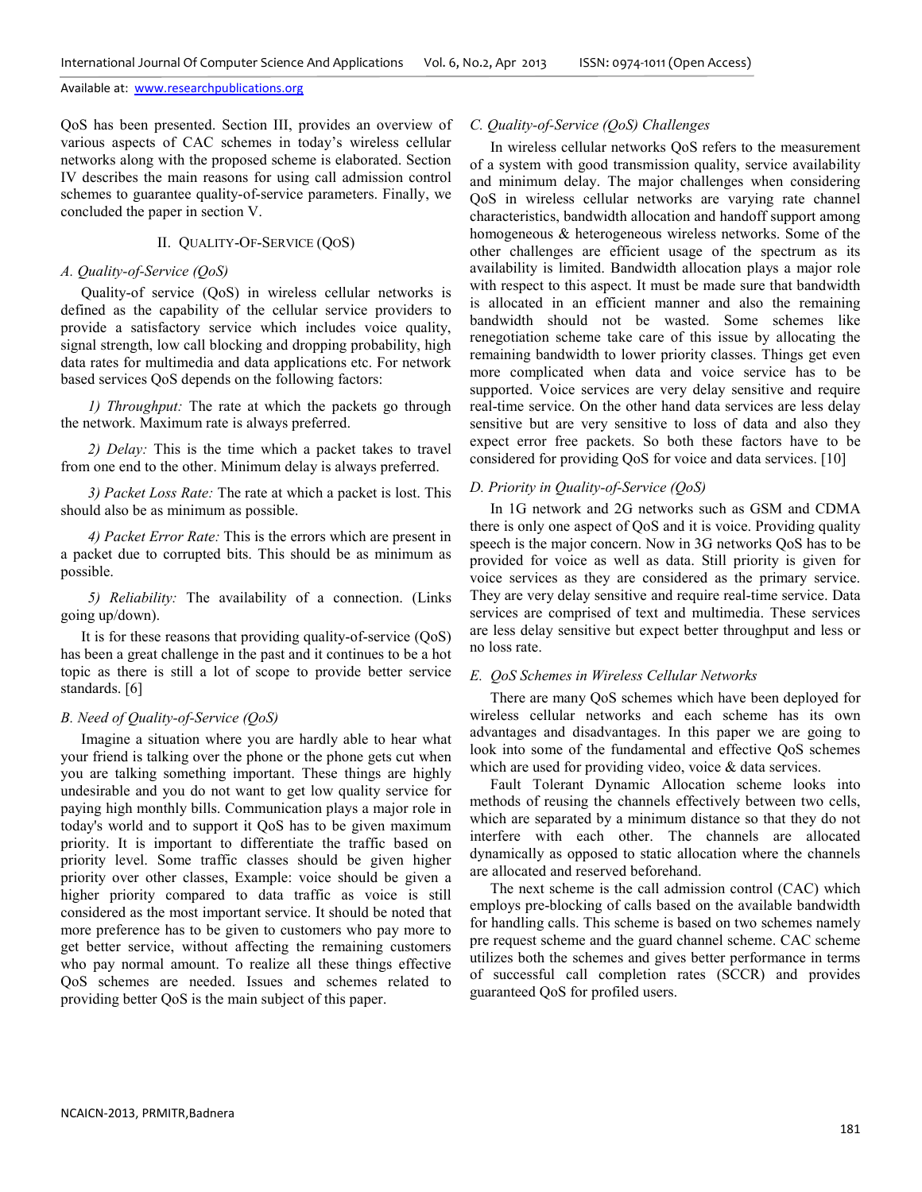QoS has been presented. Section III, provides an overview of various aspects of CAC schemes in today's wireless cellular networks along with the proposed scheme is elaborated. Section IV describes the main reasons for using call admission control schemes to guarantee quality-of-service parameters. Finally, we concluded the paper in section V.

## II. Quality-Of-Service (QoS)

### A. Quality-of-Service (QoS)

Quality-of service (QoS) in wireless cellular networks is defined as the capability of the cellular service providers to provide a satisfactory service which includes voice quality, signal strength, low call blocking and dropping probability, high data rates for multimedia and data applications etc. For network based services QoS depends on the following factors:

*1) Throughput:* The rate at which the packets go through the network. Maximum rate is always preferred.

*2) Delay:* This is the time which a packet takes to travel from one end to the other. Minimum delay is always preferred.

*3) Packet Loss Rate:* The rate at which a packet is lost. This should also be as minimum as possible.

*4) Packet Error Rate:* This is the errors which are present in a packet due to corrupted bits. This should be as minimum as possible.

*5) Reliability:* The availability of a connection. (Links going up/down).

It is for these reasons that providing quality-of-service (QoS) has been a great challenge in the past and it continues to be a hot topic as there is still a lot of scope to provide better service standards. [6]

### B. Need of Quality-of-Service (QoS)

Imagine a situation where you are hardly able to hear what your friend is talking over the phone or the phone gets cut when you are talking something important. These things are highly undesirable and you do not want to get low quality service for paying high monthly bills. Communication plays a major role in today's world and to support it QoS has to be given maximum priority. It is important to differentiate the traffic based on priority level. Some traffic classes should be given higher priority over other classes, Example: voice should be given a higher priority compared to data traffic as voice is still considered as the most important service. It should be noted that more preference has to be given to customers who pay more to get better service, without affecting the remaining customers who pay normal amount. To realize all these things effective QoS schemes are needed. Issues and schemes related to providing better QoS is the main subject of this paper.

### C. Quality-of-Service (QoS) Challenges

In wireless cellular networks QoS refers to the measurement of a system with good transmission quality, service availability and minimum delay. The major challenges when considering QoS in wireless cellular networks are varying rate channel characteristics, bandwidth allocation and handoff support among homogeneous & heterogeneous wireless networks. Some of the other challenges are efficient usage of the spectrum as its availability is limited. Bandwidth allocation plays a major role with respect to this aspect. It must be made sure that bandwidth is allocated in an efficient manner and also the remaining bandwidth should not be wasted. Some schemes like renegotiation scheme take care of this issue by allocating the remaining bandwidth to lower priority classes. Things get even more complicated when data and voice service has to be supported. Voice services are very delay sensitive and require real-time service. On the other hand data services are less delay sensitive but are very sensitive to loss of data and also they expect error free packets. So both these factors have to be considered for providing QoS for voice and data services. [10]

### D. Priority in Quality-of-Service (QoS)

In 1G network and 2G networks such as GSM and CDMA there is only one aspect of QoS and it is voice. Providing quality speech is the major concern. Now in 3G networks QoS has to be provided for voice as well as data. Still priority is given for voice services as they are considered as the primary service. They are very delay sensitive and require real-time service. Data services are comprised of text and multimedia. These services are less delay sensitive but expect better throughput and less or no loss rate.

### E. QoS Schemes in Wireless Cellular Networks

There are many QoS schemes which have been deployed for wireless cellular networks and each scheme has its own advantages and disadvantages. In this paper we are going to look into some of the fundamental and effective QoS schemes which are used for providing video, voice & data services.

Fault Tolerant Dynamic Allocation scheme looks into methods of reusing the channels effectively between two cells, which are separated by a minimum distance so that they do not interfere with each other. The channels are allocated dynamically as opposed to static allocation where the channels are allocated and reserved beforehand.

The next scheme is the call admission control (CAC) which employs pre-blocking of calls based on the available bandwidth for handling calls. This scheme is based on two schemes namely pre request scheme and the guard channel scheme. CAC scheme utilizes both the schemes and gives better performance in terms of successful call completion rates (SCCR) and provides guaranteed QoS for profiled users.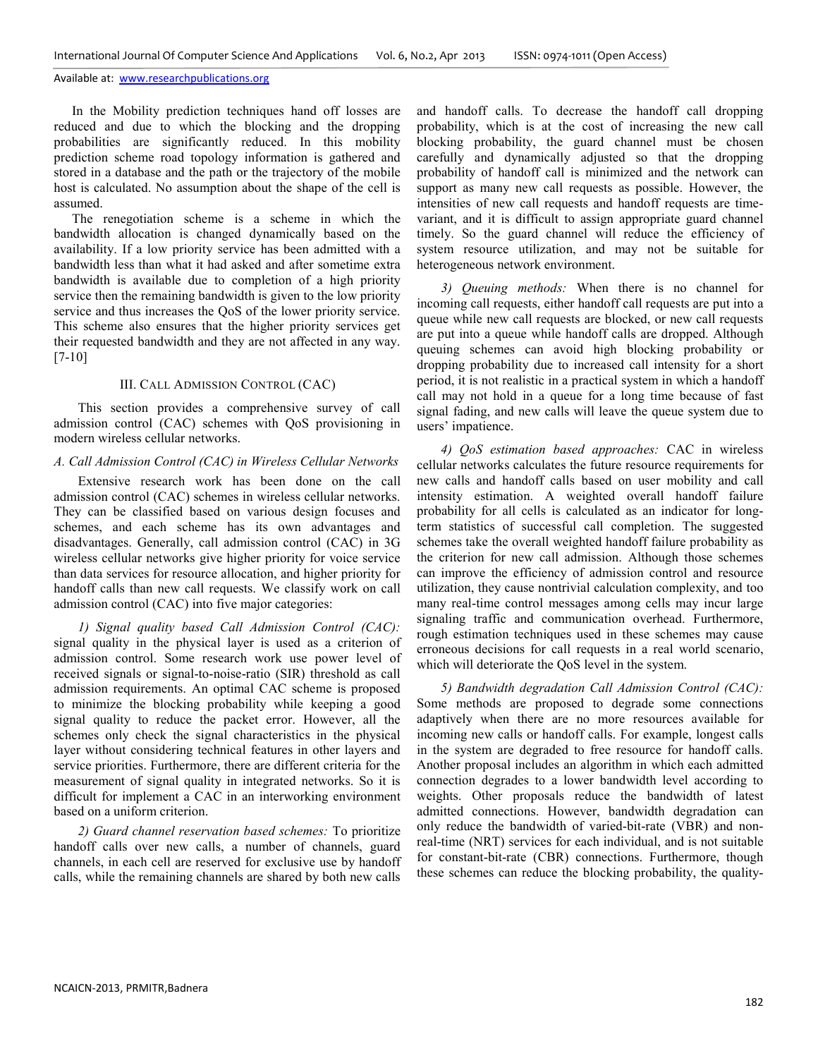In the Mobility prediction techniques hand off losses are reduced and due to which the blocking and the dropping probabilities are significantly reduced. In this mobility prediction scheme road topology information is gathered and stored in a database and the path or the trajectory of the mobile host is calculated. No assumption about the shape of the cell is assumed.

The renegotiation scheme is a scheme in which the bandwidth allocation is changed dynamically based on the availability. If a low priority service has been admitted with a bandwidth less than what it had asked and after sometime extra bandwidth is available due to completion of a high priority service then the remaining bandwidth is given to the low priority service and thus increases the QoS of the lower priority service. This scheme also ensures that the higher priority services get their requested bandwidth and they are not affected in any way. [7-10]

## III. CALL ADMISSION CONTROL (CAC)

This section provides a comprehensive survey of call admission control (CAC) schemes with QoS provisioning in modern wireless cellular networks.

### *A. Call Admission Control (CAC) in Wireless Cellular Networks*

Extensive research work has been done on the call admission control (CAC) schemes in wireless cellular networks. They can be classified based on various design focuses and schemes, and each scheme has its own advantages and disadvantages. Generally, call admission control (CAC) in 3G wireless cellular networks give higher priority for voice service than data services for resource allocation, and higher priority for handoff calls than new call requests. We classify work on call admission control (CAC) into five major categories:

*1) Signal quality based Call Admission Control (CAC):* signal quality in the physical layer is used as a criterion of admission control. Some research work use power level of received signals or signal-to-noise-ratio (SIR) threshold as call admission requirements. An optimal CAC scheme is proposed to minimize the blocking probability while keeping a good signal quality to reduce the packet error. However, all the schemes only check the signal characteristics in the physical layer without considering technical features in other layers and service priorities. Furthermore, there are different criteria for the measurement of signal quality in integrated networks. So it is difficult for implement a CAC in an interworking environment based on a uniform criterion.

*2) Guard channel reservation based schemes:* To prioritize handoff calls over new calls, a number of channels, guard channels, in each cell are reserved for exclusive use by handoff calls, while the remaining channels are shared by both new calls and handoff calls. To decrease the handoff call dropping probability, which is at the cost of increasing the new call blocking probability, the guard channel must be chosen carefully and dynamically adjusted so that the dropping probability of handoff call is minimized and the network can support as many new call requests as possible. However, the intensities of new call requests and handoff requests are time-variant, and it is difficult to assign appropriate guard channel timely. So the guard channel will reduce the efficiency of system resource utilization, and may not be suitable for heterogeneous network environment.

*3) Queuing methods:* When there is no channel for incoming call requests, either handoff call requests are put into a queue while new call requests are blocked, or new call requests are put into a queue while handoff calls are dropped. Although queuing schemes can avoid high blocking probability or dropping probability due to increased call intensity for a short period, it is not realistic in a practical system in which a handoff call may not hold in a queue for a long time because of fast signal fading, and new calls will leave the queue system due to users' impatience.

*4) QoS estimation based approaches:* CAC in wireless cellular networks calculates the future resource requirements for new calls and handoff calls based on user mobility and call intensity estimation. A weighted overall handoff failure probability for all cells is calculated as an indicator for long-term statistics of successful call completion. The suggested schemes take the overall weighted handoff failure probability as the criterion for new call admission. Although those schemes can improve the efficiency of admission control and resource utilization, they cause nontrivial calculation complexity, and too many real-time control messages among cells may incur large signaling traffic and communication overhead. Furthermore, rough estimation techniques used in these schemes may cause erroneous decisions for call requests in a real world scenario, which will deteriorate the QoS level in the system.

*5) Bandwidth degradation Call Admission Control (CAC):* Some methods are proposed to degrade some connections adaptively when there are no more resources available for incoming new calls or handoff calls. For example, longest calls in the system are degraded to free resource for handoff calls. Another proposal includes an algorithm in which each admitted connection degrades to a lower bandwidth level according to weights. Other proposals reduce the bandwidth of latest admitted connections. However, bandwidth degradation can only reduce the bandwidth of varied-bit-rate (VBR) and non-real-time (NRT) services for each individual, and is not suitable for constant-bit-rate (CBR) connections. Furthermore, though these schemes can reduce the blocking probability, the quality-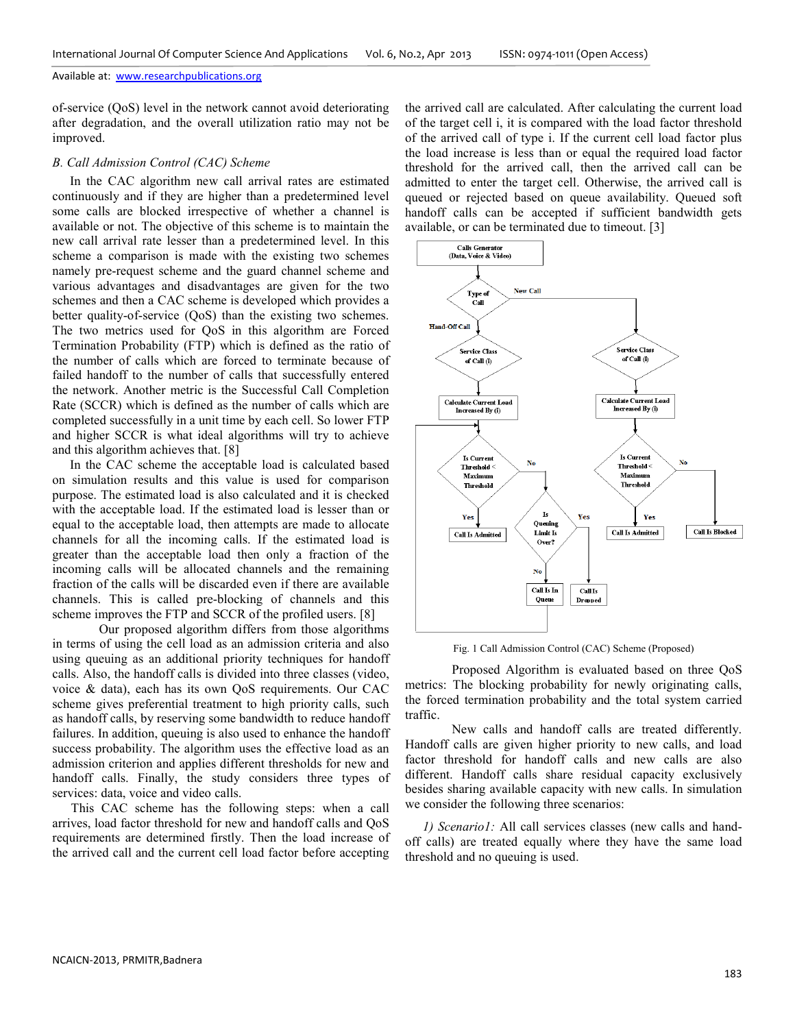of-service (QoS) level in the network cannot avoid deteriorating after degradation, and the overall utilization ratio may not be improved.

### *B. Call Admission Control (CAC) Scheme*

In the CAC algorithm new call arrival rates are estimated continuously and if they are higher than a predetermined level some calls are blocked irrespective of whether a channel is available or not. The objective of this scheme is to maintain the new call arrival rate lesser than a predetermined level. In this scheme a comparison is made with the existing two schemes namely pre-request scheme and the guard channel scheme and various advantages and disadvantages are given for the two schemes and then a CAC scheme is developed which provides a better quality-of-service (QoS) than the existing two schemes. The two metrics used for QoS in this algorithm are Forced Termination Probability (FTP) which is defined as the ratio of the number of calls which are forced to terminate because of failed handoff to the number of calls that successfully entered the network. Another metric is the Successful Call Completion Rate (SCCR) which is defined as the number of calls which are completed successfully in a unit time by each cell. So lower FTP and higher SCCR is what ideal algorithms will try to achieve and this algorithm achieves that. [8]

In the CAC scheme the acceptable load is calculated based on simulation results and this value is used for comparison purpose. The estimated load is also calculated and it is checked with the acceptable load. If the estimated load is lesser than or equal to the acceptable load, then attempts are made to allocate channels for all the incoming calls. If the estimated load is greater than the acceptable load then only a fraction of the incoming calls will be allocated channels and the remaining fraction of the calls will be discarded even if there are available channels. This is called pre-blocking of channels and this scheme improves the FTP and SCCR of the profiled users. [8]

Our proposed algorithm differs from those algorithms in terms of using the cell load as an admission criteria and also using queuing as an additional priority techniques for handoff calls. Also, the handoff calls is divided into three classes (video, voice & data), each has its own QoS requirements. Our CAC scheme gives preferential treatment to high priority calls, such as handoff calls, by reserving some bandwidth to reduce handoff failures. In addition, queuing is also used to enhance the handoff success probability. The algorithm uses the effective load as an admission criterion and applies different thresholds for new and handoff calls. Finally, the study considers three types of services: data, voice and video calls.

This CAC scheme has the following steps: when a call arrives, load factor threshold for new and handoff calls and QoS requirements are determined firstly. Then the load increase of the arrived call and the current cell load factor before accepting the arrived call are calculated. After calculating the current load of the target cell i, it is compared with the load factor threshold of the arrived call of type i. If the current cell load factor plus the load increase is less than or equal the required load factor threshold for the arrived call, then the arrived call can be admitted to enter the target cell. Otherwise, the arrived call is queued or rejected based on queue availability. Queued soft handoff calls can be accepted if sufficient bandwidth gets available, or can be terminated due to timeout. [3]

```
Calls Generator (Data, Voice & Video)
        |
   Type of Call?
   |-- Hand-Off Call --> Service Class of Call (i)
   |                       --> Calculate Current Load Increased By (i)
   |                       --> Is Current Threshold < Maximum Threshold?
   |                             Yes --> Call Is Admitted
   |                             No  --> Is Queuing Limit Is Over?
   |                                       Yes --> Call Is Dropped
   |                                       No  --> Call Is In Queue
   |                                                 --> (back to threshold check)
   |-- New Call -----> Service Class of Call (i)
                           --> Calculate Current Load Increased By (i)
                           --> Is Current Threshold < Maximum Threshold?
                                 Yes --> Call Is Admitted
                                 No  --> Call Is Blocked
```

Fig. 1 Call Admission Control (CAC) Scheme (Proposed)

Proposed Algorithm is evaluated based on three QoS metrics: The blocking probability for newly originating calls, the forced termination probability and the total system carried traffic.

New calls and handoff calls are treated differently. Handoff calls are given higher priority to new calls, and load factor threshold for handoff calls and new calls are also different. Handoff calls share residual capacity exclusively besides sharing available capacity with new calls. In simulation we consider the following three scenarios:

*1) Scenario1:* All call services classes (new calls and hand-off calls) are treated equally where they have the same load threshold and no queuing is used.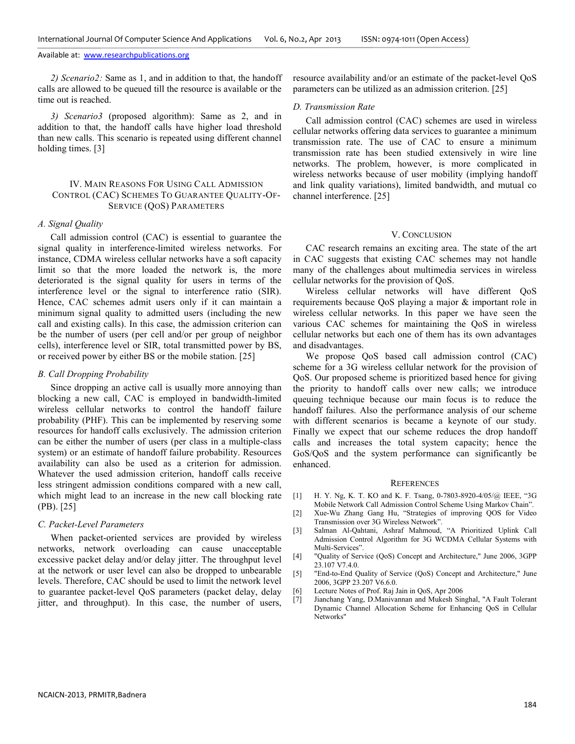2) *Scenario2:* Same as 1, and in addition to that, the handoff calls are allowed to be queued till the resource is available or the time out is reached.

3) *Scenario3* (proposed algorithm): Same as 2, and in addition to that, the handoff calls have higher load threshold than new calls. This scenario is repeated using different channel holding times. [3]

## IV. Main Reasons For Using Call Admission Control (CAC) Schemes To Guarantee Quality-Of-Service (QoS) Parameters

### *A. Signal Quality*

Call admission control (CAC) is essential to guarantee the signal quality in interference-limited wireless networks. For instance, CDMA wireless cellular networks have a soft capacity limit so that the more loaded the network is, the more deteriorated is the signal quality for users in terms of the interference level or the signal to interference ratio (SIR). Hence, CAC schemes admit users only if it can maintain a minimum signal quality to admitted users (including the new call and existing calls). In this case, the admission criterion can be the number of users (per cell and/or per group of neighbor cells), interference level or SIR, total transmitted power by BS, or received power by either BS or the mobile station. [25]

### *B. Call Dropping Probability*

Since dropping an active call is usually more annoying than blocking a new call, CAC is employed in bandwidth-limited wireless cellular networks to control the handoff failure probability (PHF). This can be implemented by reserving some resources for handoff calls exclusively. The admission criterion can be either the number of users (per class in a multiple-class system) or an estimate of handoff failure probability. Resources availability can also be used as a criterion for admission. Whatever the used admission criterion, handoff calls receive less stringent admission conditions compared with a new call, which might lead to an increase in the new call blocking rate (PB). [25]

### *C. Packet-Level Parameters*

When packet-oriented services are provided by wireless networks, network overloading can cause unacceptable excessive packet delay and/or delay jitter. The throughput level at the network or user level can also be dropped to unbearable levels. Therefore, CAC should be used to limit the network level to guarantee packet-level QoS parameters (packet delay, delay jitter, and throughput). In this case, the number of users, resource availability and/or an estimate of the packet-level QoS parameters can be utilized as an admission criterion. [25]

### *D. Transmission Rate*

Call admission control (CAC) schemes are used in wireless cellular networks offering data services to guarantee a minimum transmission rate. The use of CAC to ensure a minimum transmission rate has been studied extensively in wire line networks. The problem, however, is more complicated in wireless networks because of user mobility (implying handoff and link quality variations), limited bandwidth, and mutual co channel interference. [25]

## V. Conclusion

CAC research remains an exciting area. The state of the art in CAC suggests that existing CAC schemes may not handle many of the challenges about multimedia services in wireless cellular networks for the provision of QoS.

Wireless cellular networks will have different QoS requirements because QoS playing a major & important role in wireless cellular networks. In this paper we have seen the various CAC schemes for maintaining the QoS in wireless cellular networks but each one of them has its own advantages and disadvantages.

We propose QoS based call admission control (CAC) scheme for a 3G wireless cellular network for the provision of QoS. Our proposed scheme is prioritized based hence for giving the priority to handoff calls over new calls; we introduce queuing technique because our main focus is to reduce the handoff failures. Also the performance analysis of our scheme with different scenarios is became a keynote of our study. Finally we expect that our scheme reduces the drop handoff calls and increases the total system capacity; hence the GoS/QoS and the system performance can significantly be enhanced.

## References

[1] H. Y. Ng, K. T. KO and K. F. Tsang, 0-7803-8920-4/05/@ IEEE, "3G Mobile Network Call Admission Control Scheme Using Markov Chain".

[2] Xue-Wu Zhang Gang Hu, "Strategies of improving QOS for Video Transmission over 3G Wireless Network".

[3] Salman Al-Qahtani, Ashraf Mahmoud, "A Prioritized Uplink Call Admission Control Algorithm for 3G WCDMA Cellular Systems with Multi-Services".

[4] "Quality of Service (QoS) Concept and Architecture," June 2006, 3GPP 23.107 V7.4.0.

[5] "End-to-End Quality of Service (QoS) Concept and Architecture," June 2006, 3GPP 23.207 V6.6.0.

[6] Lecture Notes of Prof. Raj Jain in QoS, Apr 2006

[7] Jianchang Yang, D.Manivannan and Mukesh Singhal, "A Fault Tolerant Dynamic Channel Allocation Scheme for Enhancing QoS in Cellular Networks"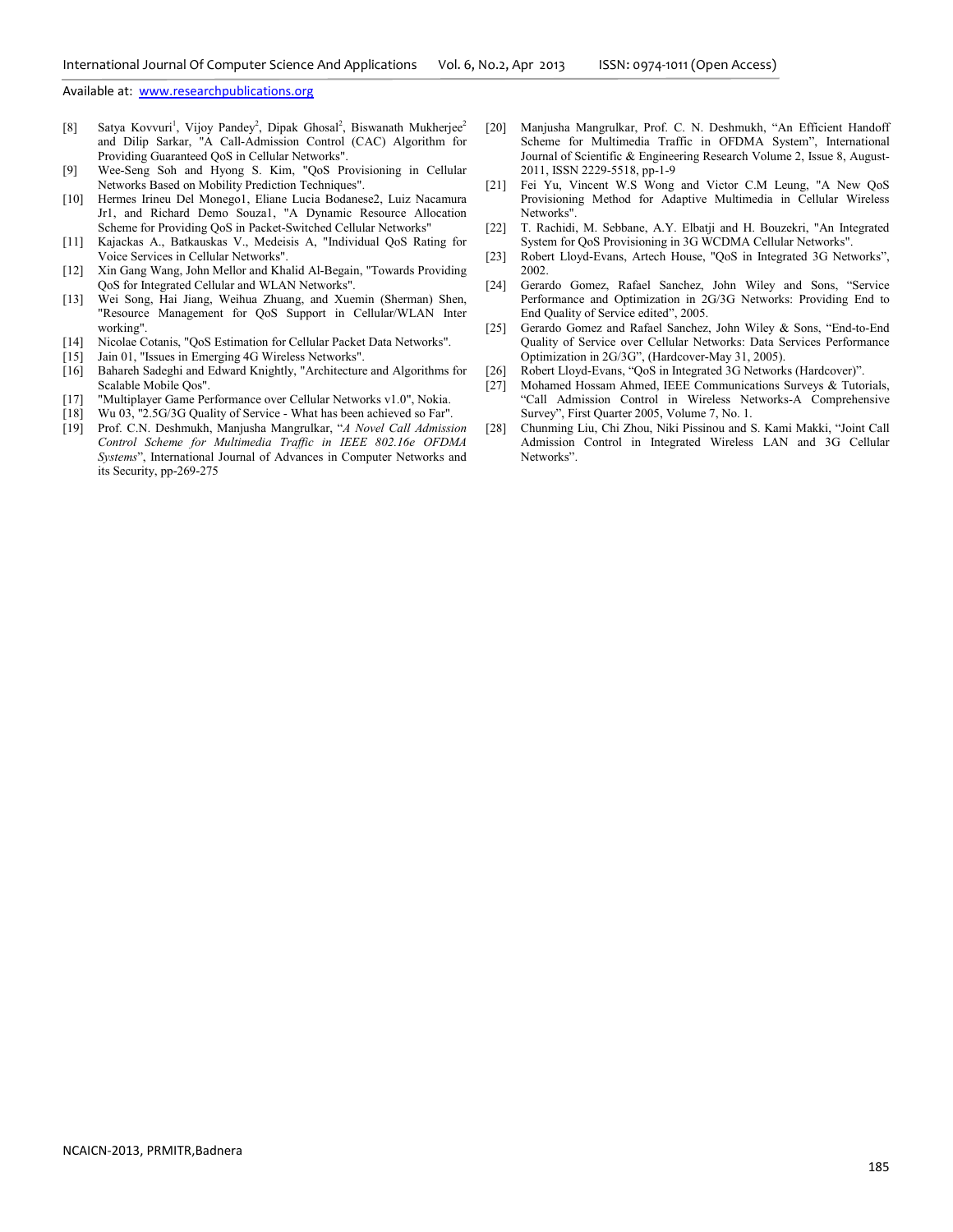[8] Satya Kovvuri[1], Vijoy Pandey[2], Dipak Ghosal[2], Biswanath Mukherjee[2] and Dilip Sarkar, "A Call-Admission Control (CAC) Algorithm for Providing Guaranteed QoS in Cellular Networks".

[9] Wee-Seng Soh and Hyong S. Kim, "QoS Provisioning in Cellular Networks Based on Mobility Prediction Techniques".

[10] Hermes Irineu Del Monego1, Eliane Lucia Bodanese2, Luiz Nacamura Jr1, and Richard Demo Souza1, "A Dynamic Resource Allocation Scheme for Providing QoS in Packet-Switched Cellular Networks"

[11] Kajackas A., Batkauskas V., Medeisis A, "Individual QoS Rating for Voice Services in Cellular Networks".

[12] Xin Gang Wang, John Mellor and Khalid Al-Begain, "Towards Providing QoS for Integrated Cellular and WLAN Networks".

[13] Wei Song, Hai Jiang, Weihua Zhuang, and Xuemin (Sherman) Shen, "Resource Management for QoS Support in Cellular/WLAN Inter working".

[14] Nicolae Cotanis, "QoS Estimation for Cellular Packet Data Networks".

[15] Jain 01, "Issues in Emerging 4G Wireless Networks".

[16] Bahareh Sadeghi and Edward Knightly, "Architecture and Algorithms for Scalable Mobile Qos".

[17] "Multiplayer Game Performance over Cellular Networks v1.0", Nokia.

[18] Wu 03, "2.5G/3G Quality of Service - What has been achieved so Far".

[19] Prof. C.N. Deshmukh, Manjusha Mangrulkar, "*A Novel Call Admission Control Scheme for Multimedia Traffic in IEEE 802.16e OFDMA Systems*", International Journal of Advances in Computer Networks and its Security, pp-269-275

[20] Manjusha Mangrulkar, Prof. C. N. Deshmukh, "An Efficient Handoff Scheme for Multimedia Traffic in OFDMA System", International Journal of Scientific & Engineering Research Volume 2, Issue 8, August-2011, ISSN 2229-5518, pp-1-9

[21] Fei Yu, Vincent W.S Wong and Victor C.M Leung, "A New QoS Provisioning Method for Adaptive Multimedia in Cellular Wireless Networks".

[22] T. Rachidi, M. Sebbane, A.Y. Elbatji and H. Bouzekri, "An Integrated System for QoS Provisioning in 3G WCDMA Cellular Networks".

[23] Robert Lloyd-Evans, Artech House, "QoS in Integrated 3G Networks", 2002.

[24] Gerardo Gomez, Rafael Sanchez, John Wiley and Sons, "Service Performance and Optimization in 2G/3G Networks: Providing End to End Quality of Service edited", 2005.

[25] Gerardo Gomez and Rafael Sanchez, John Wiley & Sons, "End-to-End Quality of Service over Cellular Networks: Data Services Performance Optimization in 2G/3G", (Hardcover-May 31, 2005).

[26] Robert Lloyd-Evans, "QoS in Integrated 3G Networks (Hardcover)".

[27] Mohamed Hossam Ahmed, IEEE Communications Surveys & Tutorials, "Call Admission Control in Wireless Networks-A Comprehensive Survey", First Quarter 2005, Volume 7, No. 1.

[28] Chunming Liu, Chi Zhou, Niki Pissinou and S. Kami Makki, "Joint Call Admission Control in Integrated Wireless LAN and 3G Cellular Networks".